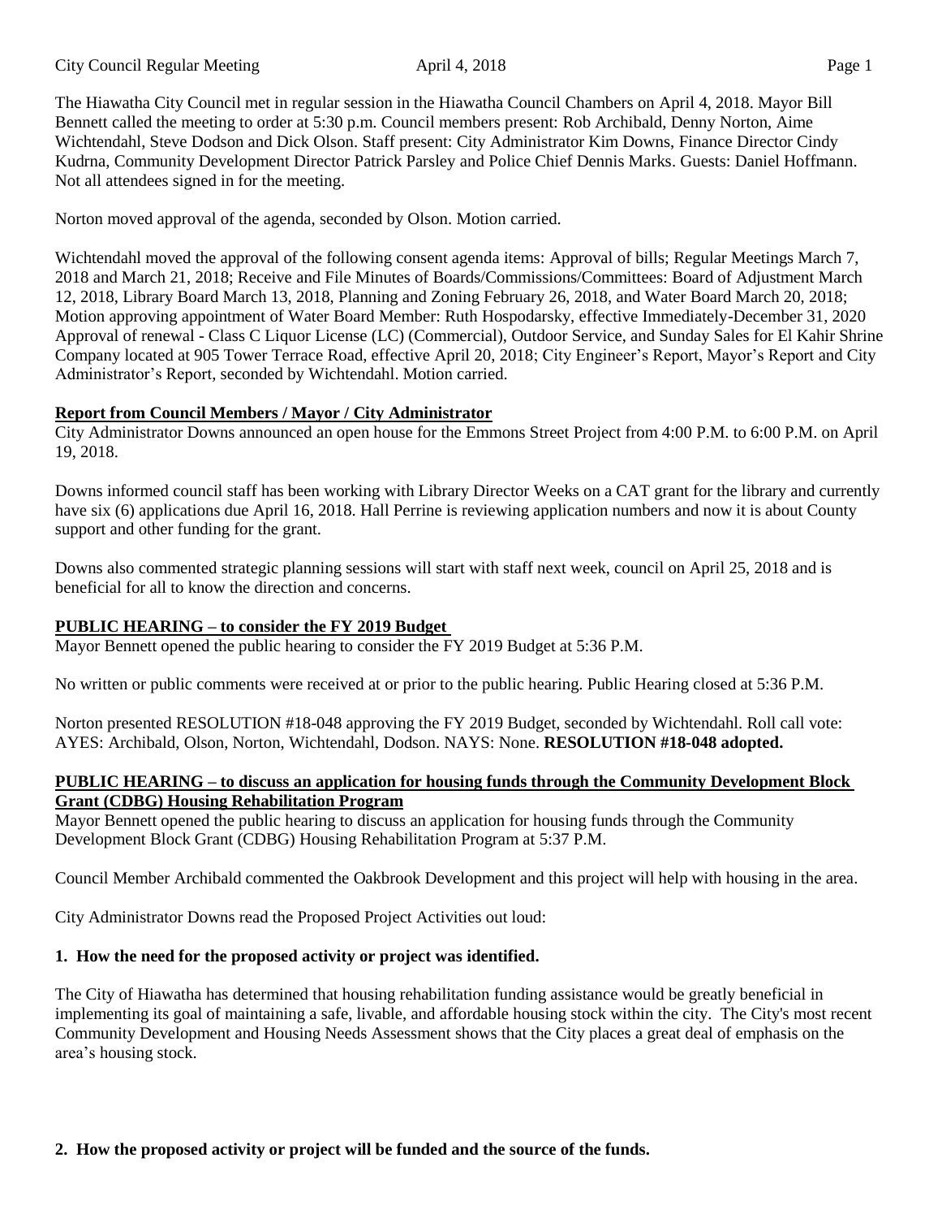The Hiawatha City Council met in regular session in the Hiawatha Council Chambers on April 4, 2018. Mayor Bill Bennett called the meeting to order at 5:30 p.m. Council members present: Rob Archibald, Denny Norton, Aime Wichtendahl, Steve Dodson and Dick Olson. Staff present: City Administrator Kim Downs, Finance Director Cindy Kudrna, Community Development Director Patrick Parsley and Police Chief Dennis Marks. Guests: Daniel Hoffmann. Not all attendees signed in for the meeting.

Norton moved approval of the agenda, seconded by Olson. Motion carried.

Wichtendahl moved the approval of the following consent agenda items: Approval of bills; Regular Meetings March 7, 2018 and March 21, 2018; Receive and File Minutes of Boards/Commissions/Committees: Board of Adjustment March 12, 2018, Library Board March 13, 2018, Planning and Zoning February 26, 2018, and Water Board March 20, 2018; Motion approving appointment of Water Board Member: Ruth Hospodarsky, effective Immediately-December 31, 2020 Approval of renewal - Class C Liquor License (LC) (Commercial), Outdoor Service, and Sunday Sales for El Kahir Shrine Company located at 905 Tower Terrace Road, effective April 20, 2018; City Engineer's Report, Mayor's Report and City Administrator's Report, seconded by Wichtendahl. Motion carried.

**Report from Council Members / Mayor / City Administrator**

City Administrator Downs announced an open house for the Emmons Street Project from 4:00 P.M. to 6:00 P.M. on April 19, 2018.

Downs informed council staff has been working with Library Director Weeks on a CAT grant for the library and currently have six (6) applications due April 16, 2018. Hall Perrine is reviewing application numbers and now it is about County support and other funding for the grant.

Downs also commented strategic planning sessions will start with staff next week, council on April 25, 2018 and is beneficial for all to know the direction and concerns.

**PUBLIC HEARING – to consider the FY 2019 Budget**

Mayor Bennett opened the public hearing to consider the FY 2019 Budget at 5:36 P.M.

No written or public comments were received at or prior to the public hearing. Public Hearing closed at 5:36 P.M.

Norton presented RESOLUTION #18-048 approving the FY 2019 Budget, seconded by Wichtendahl. Roll call vote: AYES: Archibald, Olson, Norton, Wichtendahl, Dodson. NAYS: None. **RESOLUTION #18-048 adopted.**

**PUBLIC HEARING – to discuss an application for housing funds through the Community Development Block Grant (CDBG) Housing Rehabilitation Program**

Mayor Bennett opened the public hearing to discuss an application for housing funds through the Community Development Block Grant (CDBG) Housing Rehabilitation Program at 5:37 P.M.

Council Member Archibald commented the Oakbrook Development and this project will help with housing in the area.

City Administrator Downs read the Proposed Project Activities out loud:

**1. How the need for the proposed activity or project was identified.**

The City of Hiawatha has determined that housing rehabilitation funding assistance would be greatly beneficial in implementing its goal of maintaining a safe, livable, and affordable housing stock within the city. The City's most recent Community Development and Housing Needs Assessment shows that the City places a great deal of emphasis on the area's housing stock.

**2. How the proposed activity or project will be funded and the source of the funds.**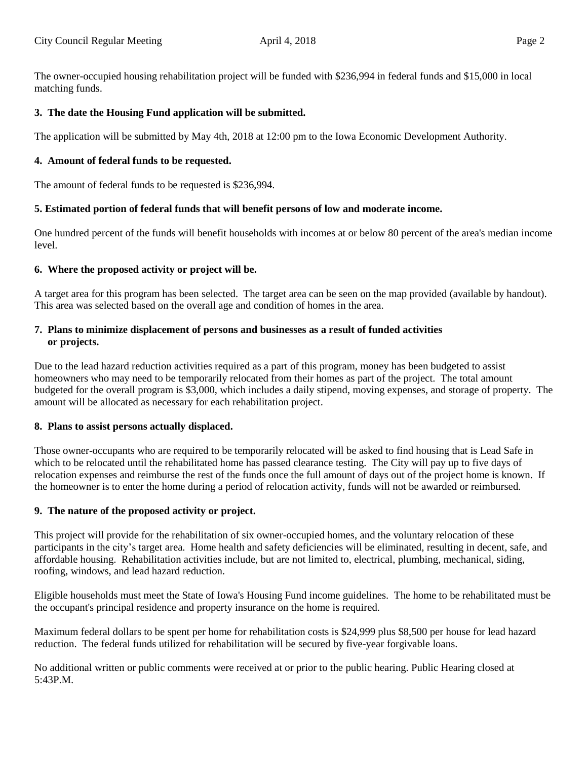The owner-occupied housing rehabilitation project will be funded with $236,994 in federal funds and $15,000 in local matching funds.

**3. The date the Housing Fund application will be submitted.**

The application will be submitted by May 4th, 2018 at 12:00 pm to the Iowa Economic Development Authority.

**4. Amount of federal funds to be requested.**

The amount of federal funds to be requested is $236,994.

**5. Estimated portion of federal funds that will benefit persons of low and moderate income.**

One hundred percent of the funds will benefit households with incomes at or below 80 percent of the area's median income level.

**6. Where the proposed activity or project will be.**

A target area for this program has been selected. The target area can be seen on the map provided (available by handout). This area was selected based on the overall age and condition of homes in the area.

**7. Plans to minimize displacement of persons and businesses as a result of funded activities or projects.**

Due to the lead hazard reduction activities required as a part of this program, money has been budgeted to assist homeowners who may need to be temporarily relocated from their homes as part of the project. The total amount budgeted for the overall program is $3,000, which includes a daily stipend, moving expenses, and storage of property. The amount will be allocated as necessary for each rehabilitation project.

**8. Plans to assist persons actually displaced.**

Those owner-occupants who are required to be temporarily relocated will be asked to find housing that is Lead Safe in which to be relocated until the rehabilitated home has passed clearance testing. The City will pay up to five days of relocation expenses and reimburse the rest of the funds once the full amount of days out of the project home is known. If the homeowner is to enter the home during a period of relocation activity, funds will not be awarded or reimbursed.

**9. The nature of the proposed activity or project.**

This project will provide for the rehabilitation of six owner-occupied homes, and the voluntary relocation of these participants in the city's target area. Home health and safety deficiencies will be eliminated, resulting in decent, safe, and affordable housing. Rehabilitation activities include, but are not limited to, electrical, plumbing, mechanical, siding, roofing, windows, and lead hazard reduction.

Eligible households must meet the State of Iowa's Housing Fund income guidelines. The home to be rehabilitated must be the occupant's principal residence and property insurance on the home is required.

Maximum federal dollars to be spent per home for rehabilitation costs is $24,999 plus $8,500 per house for lead hazard reduction. The federal funds utilized for rehabilitation will be secured by five-year forgivable loans.

No additional written or public comments were received at or prior to the public hearing. Public Hearing closed at 5:43P.M.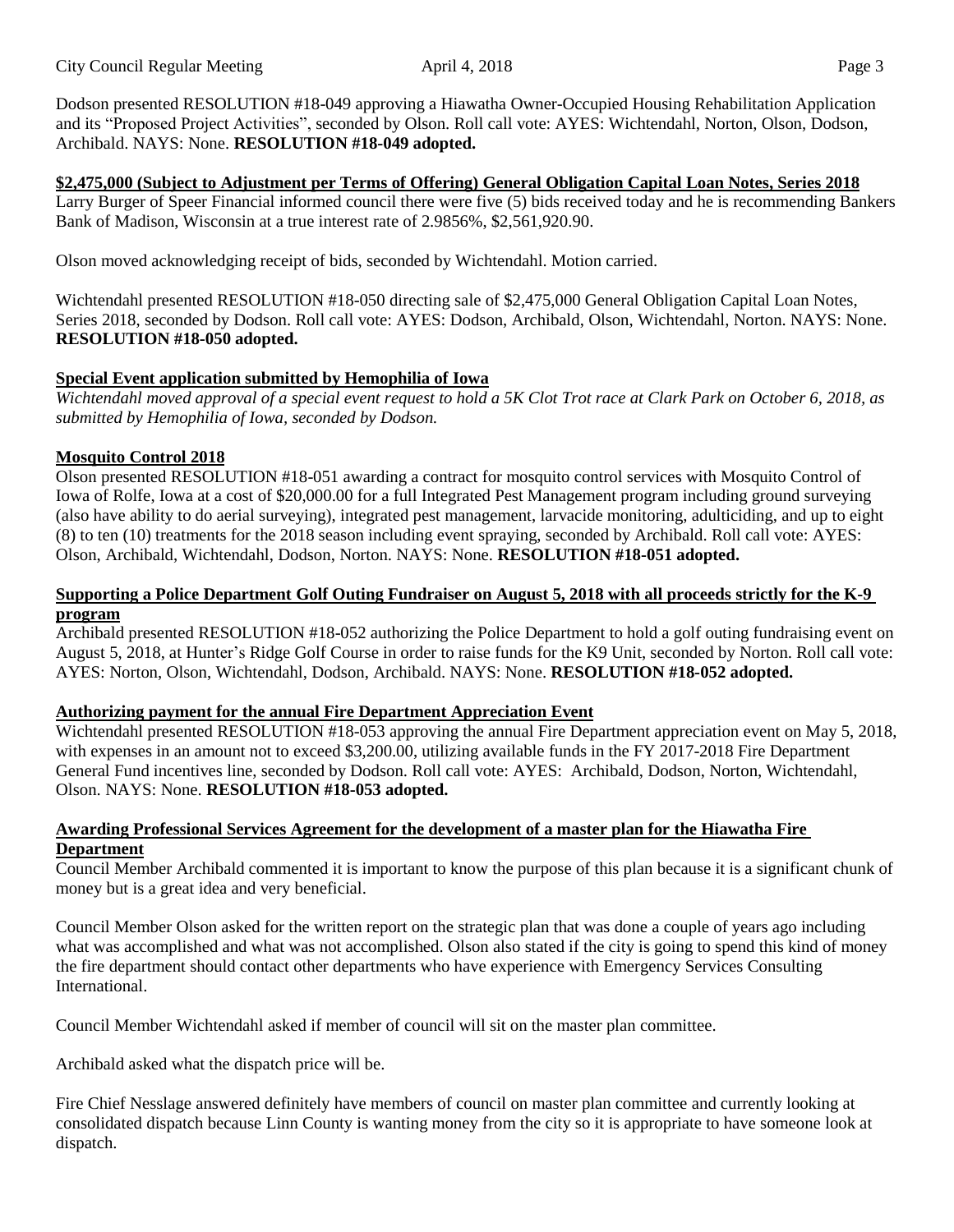Dodson presented RESOLUTION #18-049 approving a Hiawatha Owner-Occupied Housing Rehabilitation Application and its "Proposed Project Activities", seconded by Olson. Roll call vote: AYES: Wichtendahl, Norton, Olson, Dodson, Archibald. NAYS: None. **RESOLUTION #18-049 adopted.**

**$2,475,000 (Subject to Adjustment per Terms of Offering) General Obligation Capital Loan Notes, Series 2018**

Larry Burger of Speer Financial informed council there were five (5) bids received today and he is recommending Bankers Bank of Madison, Wisconsin at a true interest rate of 2.9856%, $2,561,920.90.

Olson moved acknowledging receipt of bids, seconded by Wichtendahl. Motion carried.

Wichtendahl presented RESOLUTION #18-050 directing sale of $2,475,000 General Obligation Capital Loan Notes, Series 2018, seconded by Dodson. Roll call vote: AYES: Dodson, Archibald, Olson, Wichtendahl, Norton. NAYS: None. **RESOLUTION #18-050 adopted.**

**Special Event application submitted by Hemophilia of Iowa**

*Wichtendahl moved approval of a special event request to hold a 5K Clot Trot race at Clark Park on October 6, 2018, as submitted by Hemophilia of Iowa, seconded by Dodson.*

**Mosquito Control 2018**

Olson presented RESOLUTION #18-051 awarding a contract for mosquito control services with Mosquito Control of Iowa of Rolfe, Iowa at a cost of $20,000.00 for a full Integrated Pest Management program including ground surveying (also have ability to do aerial surveying), integrated pest management, larvacide monitoring, adulticiding, and up to eight (8) to ten (10) treatments for the 2018 season including event spraying, seconded by Archibald. Roll call vote: AYES: Olson, Archibald, Wichtendahl, Dodson, Norton. NAYS: None. **RESOLUTION #18-051 adopted.**

**Supporting a Police Department Golf Outing Fundraiser on August 5, 2018 with all proceeds strictly for the K-9 program**

Archibald presented RESOLUTION #18-052 authorizing the Police Department to hold a golf outing fundraising event on August 5, 2018, at Hunter's Ridge Golf Course in order to raise funds for the K9 Unit, seconded by Norton. Roll call vote: AYES: Norton, Olson, Wichtendahl, Dodson, Archibald. NAYS: None. **RESOLUTION #18-052 adopted.**

**Authorizing payment for the annual Fire Department Appreciation Event**

Wichtendahl presented RESOLUTION #18-053 approving the annual Fire Department appreciation event on May 5, 2018, with expenses in an amount not to exceed $3,200.00, utilizing available funds in the FY 2017-2018 Fire Department General Fund incentives line, seconded by Dodson. Roll call vote: AYES: Archibald, Dodson, Norton, Wichtendahl, Olson. NAYS: None. **RESOLUTION #18-053 adopted.**

**Awarding Professional Services Agreement for the development of a master plan for the Hiawatha Fire Department**

Council Member Archibald commented it is important to know the purpose of this plan because it is a significant chunk of money but is a great idea and very beneficial.

Council Member Olson asked for the written report on the strategic plan that was done a couple of years ago including what was accomplished and what was not accomplished. Olson also stated if the city is going to spend this kind of money the fire department should contact other departments who have experience with Emergency Services Consulting International.

Council Member Wichtendahl asked if member of council will sit on the master plan committee.

Archibald asked what the dispatch price will be.

Fire Chief Nesslage answered definitely have members of council on master plan committee and currently looking at consolidated dispatch because Linn County is wanting money from the city so it is appropriate to have someone look at dispatch.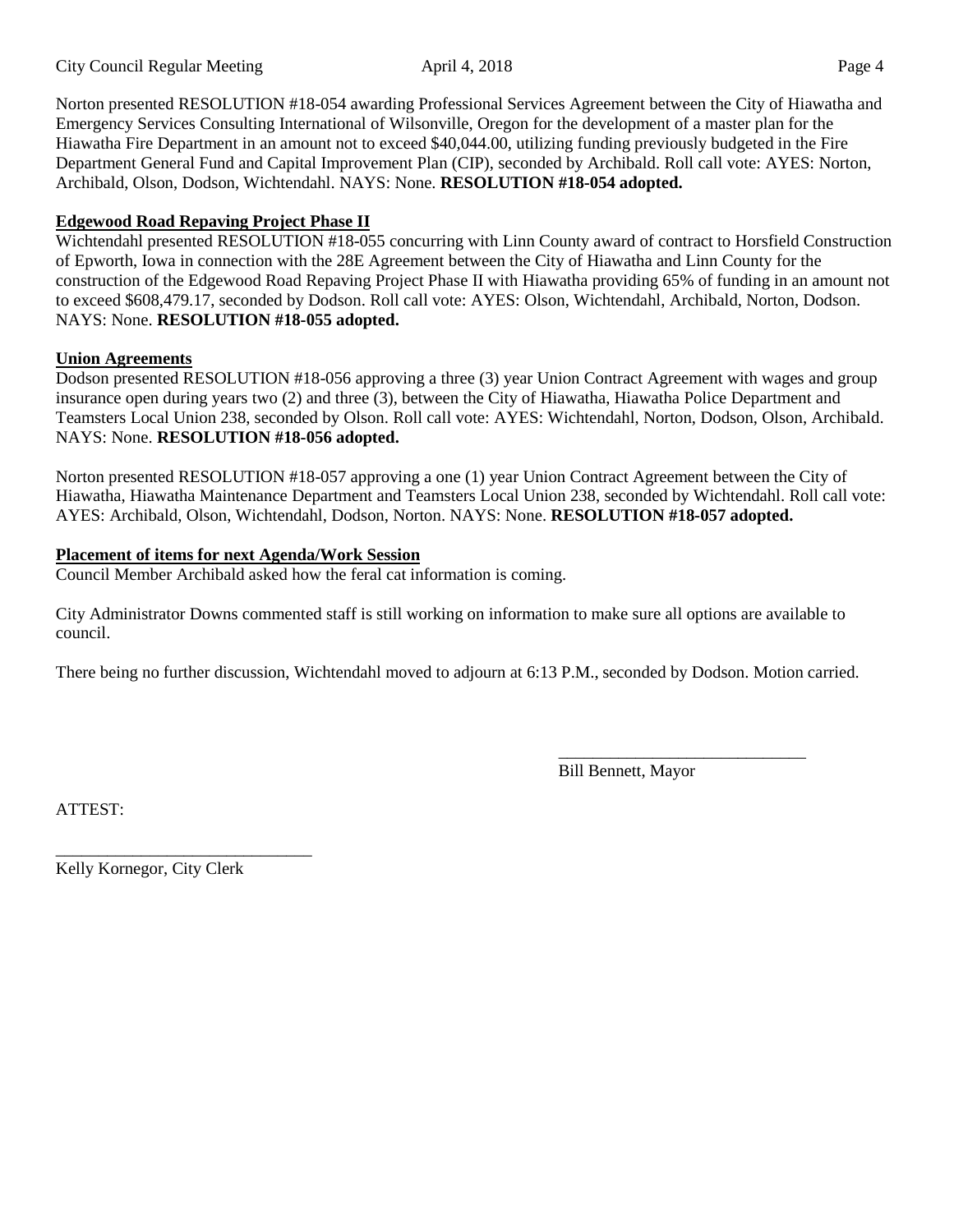Norton presented RESOLUTION #18-054 awarding Professional Services Agreement between the City of Hiawatha and Emergency Services Consulting International of Wilsonville, Oregon for the development of a master plan for the Hiawatha Fire Department in an amount not to exceed $40,044.00, utilizing funding previously budgeted in the Fire Department General Fund and Capital Improvement Plan (CIP), seconded by Archibald. Roll call vote: AYES: Norton, Archibald, Olson, Dodson, Wichtendahl. NAYS: None. **RESOLUTION #18-054 adopted.**

**Edgewood Road Repaving Project Phase II**

Wichtendahl presented RESOLUTION #18-055 concurring with Linn County award of contract to Horsfield Construction of Epworth, Iowa in connection with the 28E Agreement between the City of Hiawatha and Linn County for the construction of the Edgewood Road Repaving Project Phase II with Hiawatha providing 65% of funding in an amount not to exceed $608,479.17, seconded by Dodson. Roll call vote: AYES: Olson, Wichtendahl, Archibald, Norton, Dodson. NAYS: None. **RESOLUTION #18-055 adopted.**

**Union Agreements**

Dodson presented RESOLUTION #18-056 approving a three (3) year Union Contract Agreement with wages and group insurance open during years two (2) and three (3), between the City of Hiawatha, Hiawatha Police Department and Teamsters Local Union 238, seconded by Olson. Roll call vote: AYES: Wichtendahl, Norton, Dodson, Olson, Archibald. NAYS: None. **RESOLUTION #18-056 adopted.**

Norton presented RESOLUTION #18-057 approving a one (1) year Union Contract Agreement between the City of Hiawatha, Hiawatha Maintenance Department and Teamsters Local Union 238, seconded by Wichtendahl. Roll call vote: AYES: Archibald, Olson, Wichtendahl, Dodson, Norton. NAYS: None. **RESOLUTION #18-057 adopted.**

**Placement of items for next Agenda/Work Session**

Council Member Archibald asked how the feral cat information is coming.

City Administrator Downs commented staff is still working on information to make sure all options are available to council.

There being no further discussion, Wichtendahl moved to adjourn at 6:13 P.M., seconded by Dodson. Motion carried.

\_\_\_\_\_\_\_\_\_\_\_\_\_\_\_\_\_\_\_\_\_\_\_\_\_\_\_\_\_\_

Bill Bennett, Mayor

ATTEST:

\_\_\_\_\_\_\_\_\_\_\_\_\_\_\_\_\_\_\_\_\_\_\_\_\_\_\_\_\_\_

Kelly Kornegor, City Clerk